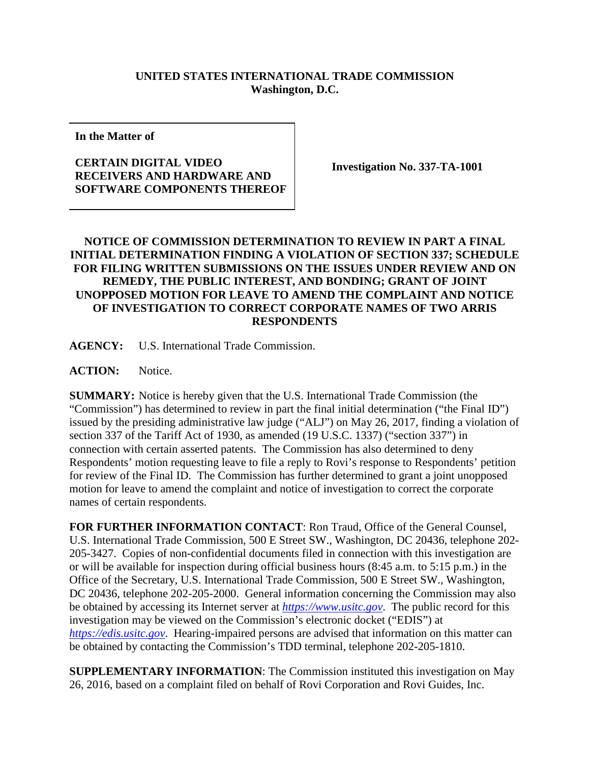**UNITED STATES INTERNATIONAL TRADE COMMISSION**
**Washington, D.C.**

| **In the Matter of**<br><br>**CERTAIN DIGITAL VIDEO RECEIVERS AND HARDWARE AND SOFTWARE COMPONENTS THEREOF** | **Investigation No. 337-TA-1001** |
| --- | --- |

**NOTICE OF COMMISSION DETERMINATION TO REVIEW IN PART A FINAL INITIAL DETERMINATION FINDING A VIOLATION OF SECTION 337; SCHEDULE FOR FILING WRITTEN SUBMISSIONS ON THE ISSUES UNDER REVIEW AND ON REMEDY, THE PUBLIC INTEREST, AND BONDING; GRANT OF JOINT UNOPPOSED MOTION FOR LEAVE TO AMEND THE COMPLAINT AND NOTICE OF INVESTIGATION TO CORRECT CORPORATE NAMES OF TWO ARRIS RESPONDENTS**

**AGENCY:** U.S. International Trade Commission.

**ACTION:** Notice.

**SUMMARY:** Notice is hereby given that the U.S. International Trade Commission (the "Commission") has determined to review in part the final initial determination ("the Final ID") issued by the presiding administrative law judge ("ALJ") on May 26, 2017, finding a violation of section 337 of the Tariff Act of 1930, as amended (19 U.S.C. 1337) ("section 337") in connection with certain asserted patents. The Commission has also determined to deny Respondents' motion requesting leave to file a reply to Rovi's response to Respondents' petition for review of the Final ID. The Commission has further determined to grant a joint unopposed motion for leave to amend the complaint and notice of investigation to correct the corporate names of certain respondents.

**FOR FURTHER INFORMATION CONTACT**: Ron Traud, Office of the General Counsel, U.S. International Trade Commission, 500 E Street SW., Washington, DC 20436, telephone 202-205-3427. Copies of non-confidential documents filed in connection with this investigation are or will be available for inspection during official business hours (8:45 a.m. to 5:15 p.m.) in the Office of the Secretary, U.S. International Trade Commission, 500 E Street SW., Washington, DC 20436, telephone 202-205-2000. General information concerning the Commission may also be obtained by accessing its Internet server at *https://www.usitc.gov*. The public record for this investigation may be viewed on the Commission's electronic docket ("EDIS") at *https://edis.usitc.gov*. Hearing-impaired persons are advised that information on this matter can be obtained by contacting the Commission's TDD terminal, telephone 202-205-1810.

**SUPPLEMENTARY INFORMATION**: The Commission instituted this investigation on May 26, 2016, based on a complaint filed on behalf of Rovi Corporation and Rovi Guides, Inc.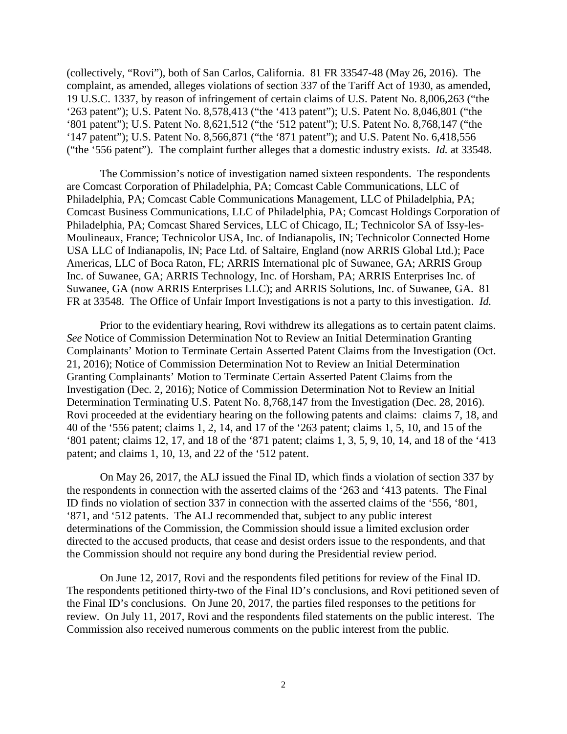(collectively, "Rovi"), both of San Carlos, California. 81 FR 33547-48 (May 26, 2016). The complaint, as amended, alleges violations of section 337 of the Tariff Act of 1930, as amended, 19 U.S.C. 1337, by reason of infringement of certain claims of U.S. Patent No. 8,006,263 ("the '263 patent"); U.S. Patent No. 8,578,413 ("the '413 patent"); U.S. Patent No. 8,046,801 ("the '801 patent"); U.S. Patent No. 8,621,512 ("the '512 patent"); U.S. Patent No. 8,768,147 ("the '147 patent"); U.S. Patent No. 8,566,871 ("the '871 patent"); and U.S. Patent No. 6,418,556 ("the '556 patent"). The complaint further alleges that a domestic industry exists. *Id.* at 33548.

The Commission's notice of investigation named sixteen respondents. The respondents are Comcast Corporation of Philadelphia, PA; Comcast Cable Communications, LLC of Philadelphia, PA; Comcast Cable Communications Management, LLC of Philadelphia, PA; Comcast Business Communications, LLC of Philadelphia, PA; Comcast Holdings Corporation of Philadelphia, PA; Comcast Shared Services, LLC of Chicago, IL; Technicolor SA of Issy-les-Moulineaux, France; Technicolor USA, Inc. of Indianapolis, IN; Technicolor Connected Home USA LLC of Indianapolis, IN; Pace Ltd. of Saltaire, England (now ARRIS Global Ltd.); Pace Americas, LLC of Boca Raton, FL; ARRIS International plc of Suwanee, GA; ARRIS Group Inc. of Suwanee, GA; ARRIS Technology, Inc. of Horsham, PA; ARRIS Enterprises Inc. of Suwanee, GA (now ARRIS Enterprises LLC); and ARRIS Solutions, Inc. of Suwanee, GA. 81 FR at 33548. The Office of Unfair Import Investigations is not a party to this investigation. *Id.*

Prior to the evidentiary hearing, Rovi withdrew its allegations as to certain patent claims. *See* Notice of Commission Determination Not to Review an Initial Determination Granting Complainants' Motion to Terminate Certain Asserted Patent Claims from the Investigation (Oct. 21, 2016); Notice of Commission Determination Not to Review an Initial Determination Granting Complainants' Motion to Terminate Certain Asserted Patent Claims from the Investigation (Dec. 2, 2016); Notice of Commission Determination Not to Review an Initial Determination Terminating U.S. Patent No. 8,768,147 from the Investigation (Dec. 28, 2016). Rovi proceeded at the evidentiary hearing on the following patents and claims: claims 7, 18, and 40 of the '556 patent; claims 1, 2, 14, and 17 of the '263 patent; claims 1, 5, 10, and 15 of the '801 patent; claims 12, 17, and 18 of the '871 patent; claims 1, 3, 5, 9, 10, 14, and 18 of the '413 patent; and claims 1, 10, 13, and 22 of the '512 patent.

On May 26, 2017, the ALJ issued the Final ID, which finds a violation of section 337 by the respondents in connection with the asserted claims of the '263 and '413 patents. The Final ID finds no violation of section 337 in connection with the asserted claims of the '556, '801, '871, and '512 patents. The ALJ recommended that, subject to any public interest determinations of the Commission, the Commission should issue a limited exclusion order directed to the accused products, that cease and desist orders issue to the respondents, and that the Commission should not require any bond during the Presidential review period.

On June 12, 2017, Rovi and the respondents filed petitions for review of the Final ID. The respondents petitioned thirty-two of the Final ID's conclusions, and Rovi petitioned seven of the Final ID's conclusions. On June 20, 2017, the parties filed responses to the petitions for review. On July 11, 2017, Rovi and the respondents filed statements on the public interest. The Commission also received numerous comments on the public interest from the public.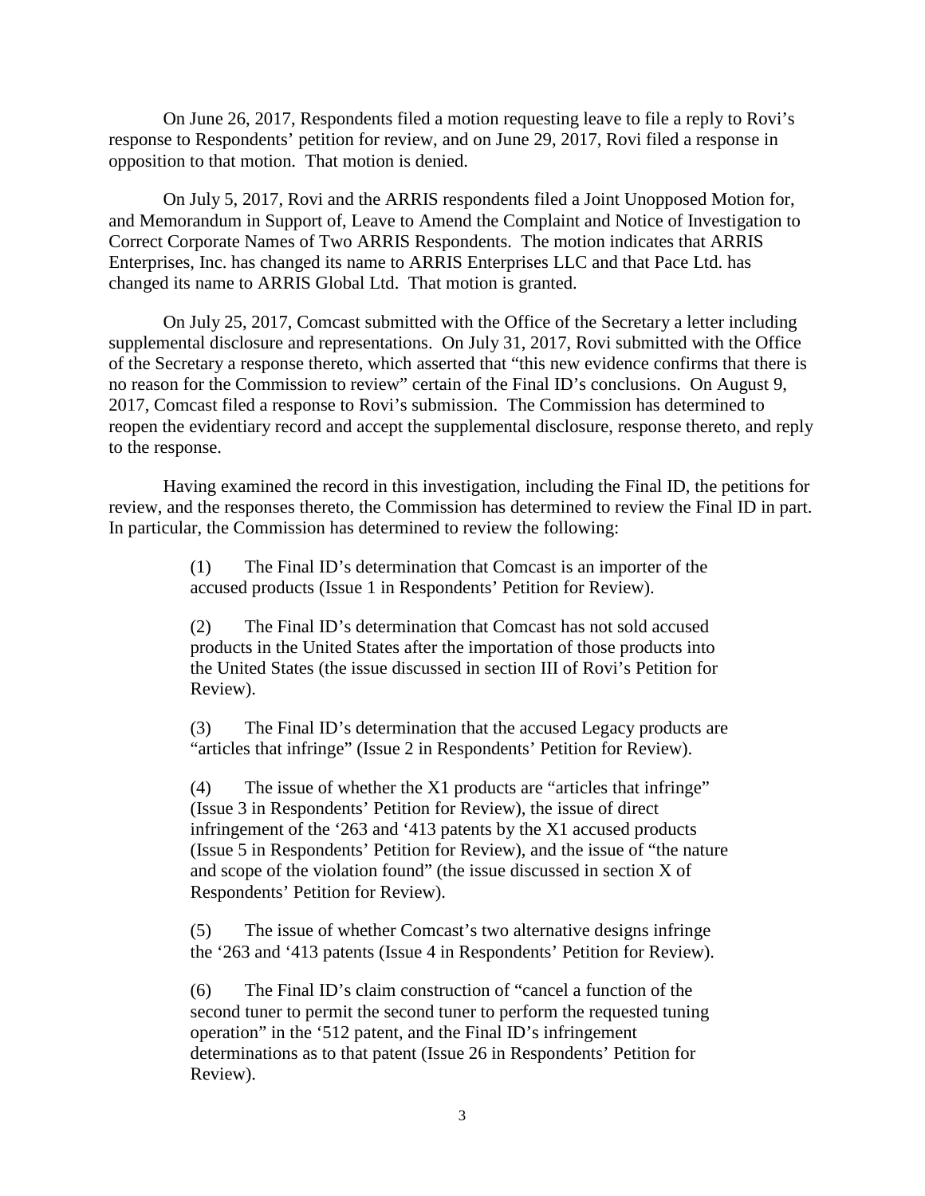On June 26, 2017, Respondents filed a motion requesting leave to file a reply to Rovi's response to Respondents' petition for review, and on June 29, 2017, Rovi filed a response in opposition to that motion. That motion is denied.

On July 5, 2017, Rovi and the ARRIS respondents filed a Joint Unopposed Motion for, and Memorandum in Support of, Leave to Amend the Complaint and Notice of Investigation to Correct Corporate Names of Two ARRIS Respondents. The motion indicates that ARRIS Enterprises, Inc. has changed its name to ARRIS Enterprises LLC and that Pace Ltd. has changed its name to ARRIS Global Ltd. That motion is granted.

On July 25, 2017, Comcast submitted with the Office of the Secretary a letter including supplemental disclosure and representations. On July 31, 2017, Rovi submitted with the Office of the Secretary a response thereto, which asserted that "this new evidence confirms that there is no reason for the Commission to review" certain of the Final ID's conclusions. On August 9, 2017, Comcast filed a response to Rovi's submission. The Commission has determined to reopen the evidentiary record and accept the supplemental disclosure, response thereto, and reply to the response.

Having examined the record in this investigation, including the Final ID, the petitions for review, and the responses thereto, the Commission has determined to review the Final ID in part. In particular, the Commission has determined to review the following:

> (1) The Final ID's determination that Comcast is an importer of the accused products (Issue 1 in Respondents' Petition for Review).
>
> (2) The Final ID's determination that Comcast has not sold accused products in the United States after the importation of those products into the United States (the issue discussed in section III of Rovi's Petition for Review).
>
> (3) The Final ID's determination that the accused Legacy products are "articles that infringe" (Issue 2 in Respondents' Petition for Review).
>
> (4) The issue of whether the X1 products are "articles that infringe" (Issue 3 in Respondents' Petition for Review), the issue of direct infringement of the '263 and '413 patents by the X1 accused products (Issue 5 in Respondents' Petition for Review), and the issue of "the nature and scope of the violation found" (the issue discussed in section X of Respondents' Petition for Review).
>
> (5) The issue of whether Comcast's two alternative designs infringe the '263 and '413 patents (Issue 4 in Respondents' Petition for Review).
>
> (6) The Final ID's claim construction of "cancel a function of the second tuner to permit the second tuner to perform the requested tuning operation" in the '512 patent, and the Final ID's infringement determinations as to that patent (Issue 26 in Respondents' Petition for Review).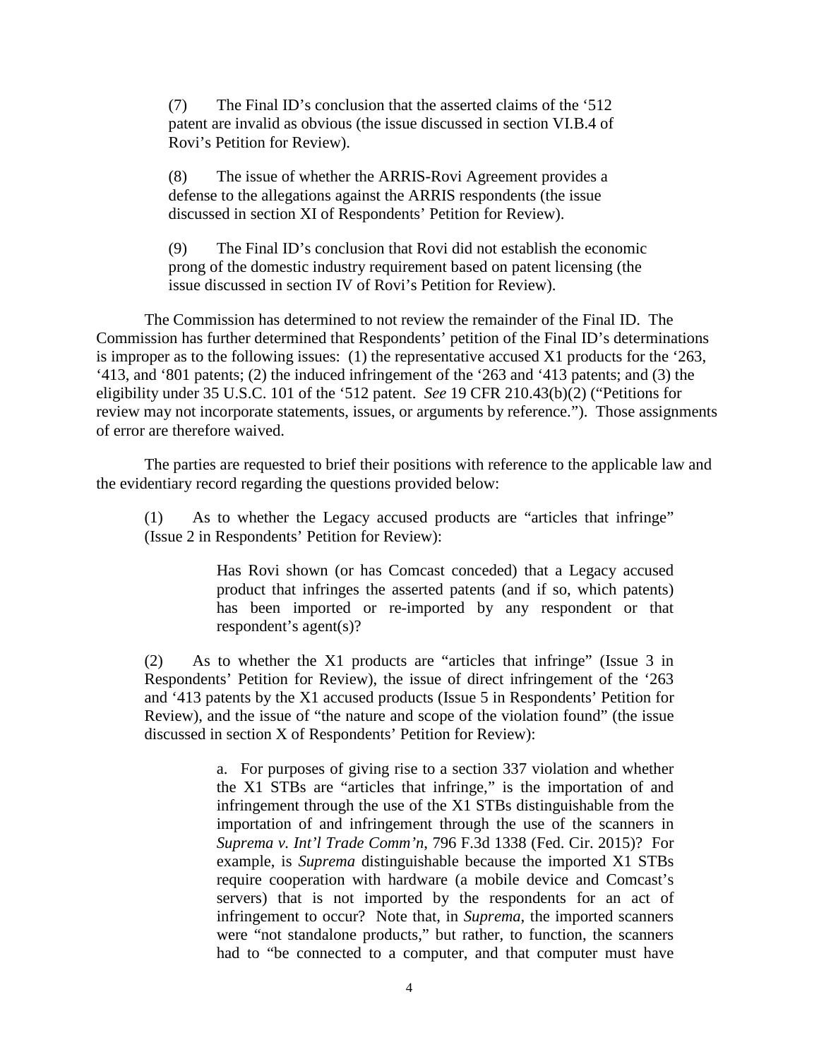(7) The Final ID's conclusion that the asserted claims of the '512 patent are invalid as obvious (the issue discussed in section VI.B.4 of Rovi's Petition for Review).

(8) The issue of whether the ARRIS-Rovi Agreement provides a defense to the allegations against the ARRIS respondents (the issue discussed in section XI of Respondents' Petition for Review).

(9) The Final ID's conclusion that Rovi did not establish the economic prong of the domestic industry requirement based on patent licensing (the issue discussed in section IV of Rovi's Petition for Review).

The Commission has determined to not review the remainder of the Final ID. The Commission has further determined that Respondents' petition of the Final ID's determinations is improper as to the following issues: (1) the representative accused X1 products for the '263, '413, and '801 patents; (2) the induced infringement of the '263 and '413 patents; and (3) the eligibility under 35 U.S.C. 101 of the '512 patent. *See* 19 CFR 210.43(b)(2) ("Petitions for review may not incorporate statements, issues, or arguments by reference."). Those assignments of error are therefore waived.

The parties are requested to brief their positions with reference to the applicable law and the evidentiary record regarding the questions provided below:

(1) As to whether the Legacy accused products are "articles that infringe" (Issue 2 in Respondents' Petition for Review):

> Has Rovi shown (or has Comcast conceded) that a Legacy accused product that infringes the asserted patents (and if so, which patents) has been imported or re-imported by any respondent or that respondent's agent(s)?

(2) As to whether the X1 products are "articles that infringe" (Issue 3 in Respondents' Petition for Review), the issue of direct infringement of the '263 and '413 patents by the X1 accused products (Issue 5 in Respondents' Petition for Review), and the issue of "the nature and scope of the violation found" (the issue discussed in section X of Respondents' Petition for Review):

> a. For purposes of giving rise to a section 337 violation and whether the X1 STBs are "articles that infringe," is the importation of and infringement through the use of the X1 STBs distinguishable from the importation of and infringement through the use of the scanners in *Suprema v. Int'l Trade Comm'n*, 796 F.3d 1338 (Fed. Cir. 2015)? For example, is *Suprema* distinguishable because the imported X1 STBs require cooperation with hardware (a mobile device and Comcast's servers) that is not imported by the respondents for an act of infringement to occur? Note that, in *Suprema*, the imported scanners were "not standalone products," but rather, to function, the scanners had to "be connected to a computer, and that computer must have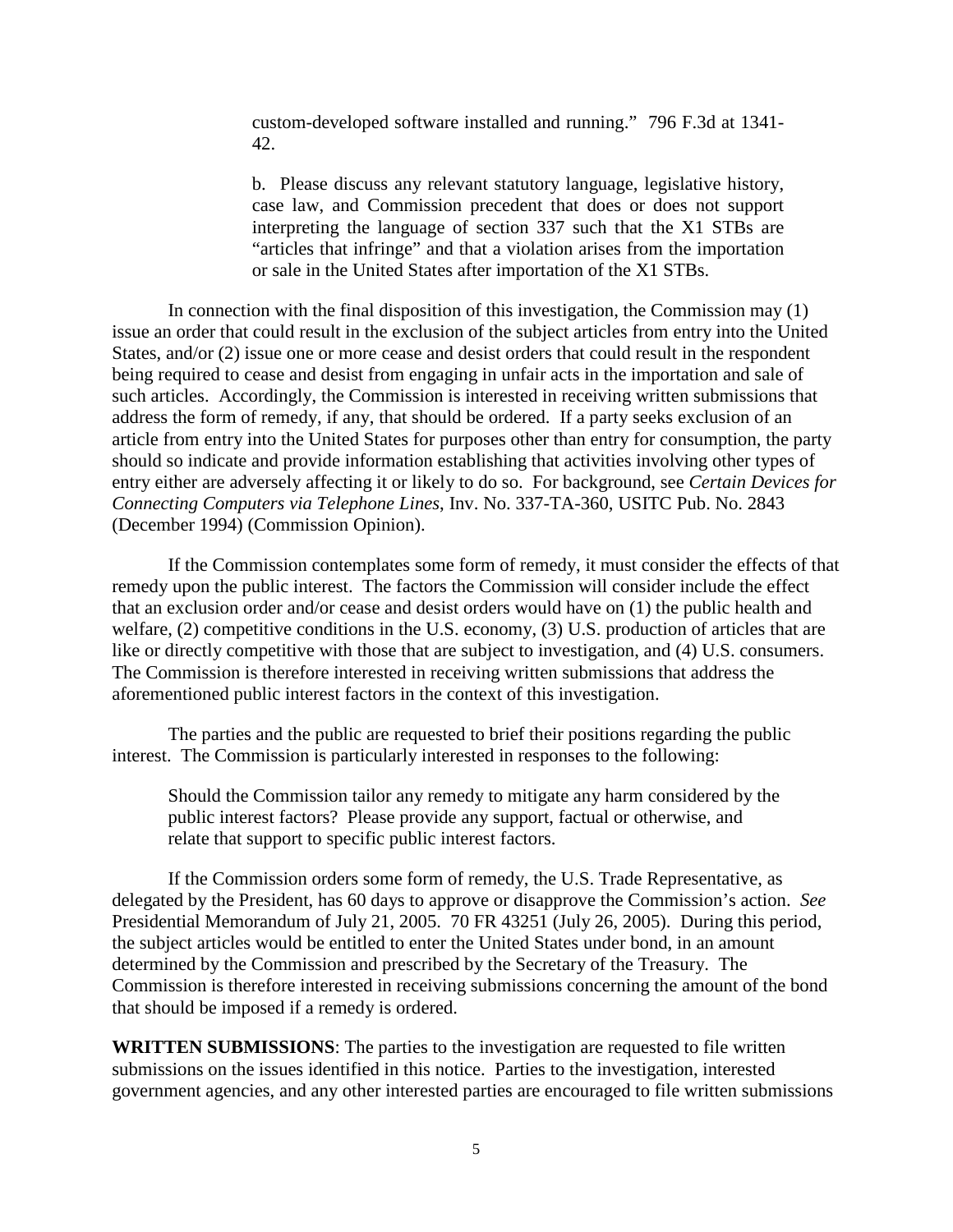custom-developed software installed and running." 796 F.3d at 1341-42.

b. Please discuss any relevant statutory language, legislative history, case law, and Commission precedent that does or does not support interpreting the language of section 337 such that the X1 STBs are "articles that infringe" and that a violation arises from the importation or sale in the United States after importation of the X1 STBs.

In connection with the final disposition of this investigation, the Commission may (1) issue an order that could result in the exclusion of the subject articles from entry into the United States, and/or (2) issue one or more cease and desist orders that could result in the respondent being required to cease and desist from engaging in unfair acts in the importation and sale of such articles. Accordingly, the Commission is interested in receiving written submissions that address the form of remedy, if any, that should be ordered. If a party seeks exclusion of an article from entry into the United States for purposes other than entry for consumption, the party should so indicate and provide information establishing that activities involving other types of entry either are adversely affecting it or likely to do so. For background, see *Certain Devices for Connecting Computers via Telephone Lines*, Inv. No. 337-TA-360, USITC Pub. No. 2843 (December 1994) (Commission Opinion).

If the Commission contemplates some form of remedy, it must consider the effects of that remedy upon the public interest. The factors the Commission will consider include the effect that an exclusion order and/or cease and desist orders would have on (1) the public health and welfare, (2) competitive conditions in the U.S. economy, (3) U.S. production of articles that are like or directly competitive with those that are subject to investigation, and (4) U.S. consumers. The Commission is therefore interested in receiving written submissions that address the aforementioned public interest factors in the context of this investigation.

The parties and the public are requested to brief their positions regarding the public interest. The Commission is particularly interested in responses to the following:

Should the Commission tailor any remedy to mitigate any harm considered by the public interest factors? Please provide any support, factual or otherwise, and relate that support to specific public interest factors.

If the Commission orders some form of remedy, the U.S. Trade Representative, as delegated by the President, has 60 days to approve or disapprove the Commission's action. *See* Presidential Memorandum of July 21, 2005. 70 FR 43251 (July 26, 2005). During this period, the subject articles would be entitled to enter the United States under bond, in an amount determined by the Commission and prescribed by the Secretary of the Treasury. The Commission is therefore interested in receiving submissions concerning the amount of the bond that should be imposed if a remedy is ordered.

**WRITTEN SUBMISSIONS**: The parties to the investigation are requested to file written submissions on the issues identified in this notice. Parties to the investigation, interested government agencies, and any other interested parties are encouraged to file written submissions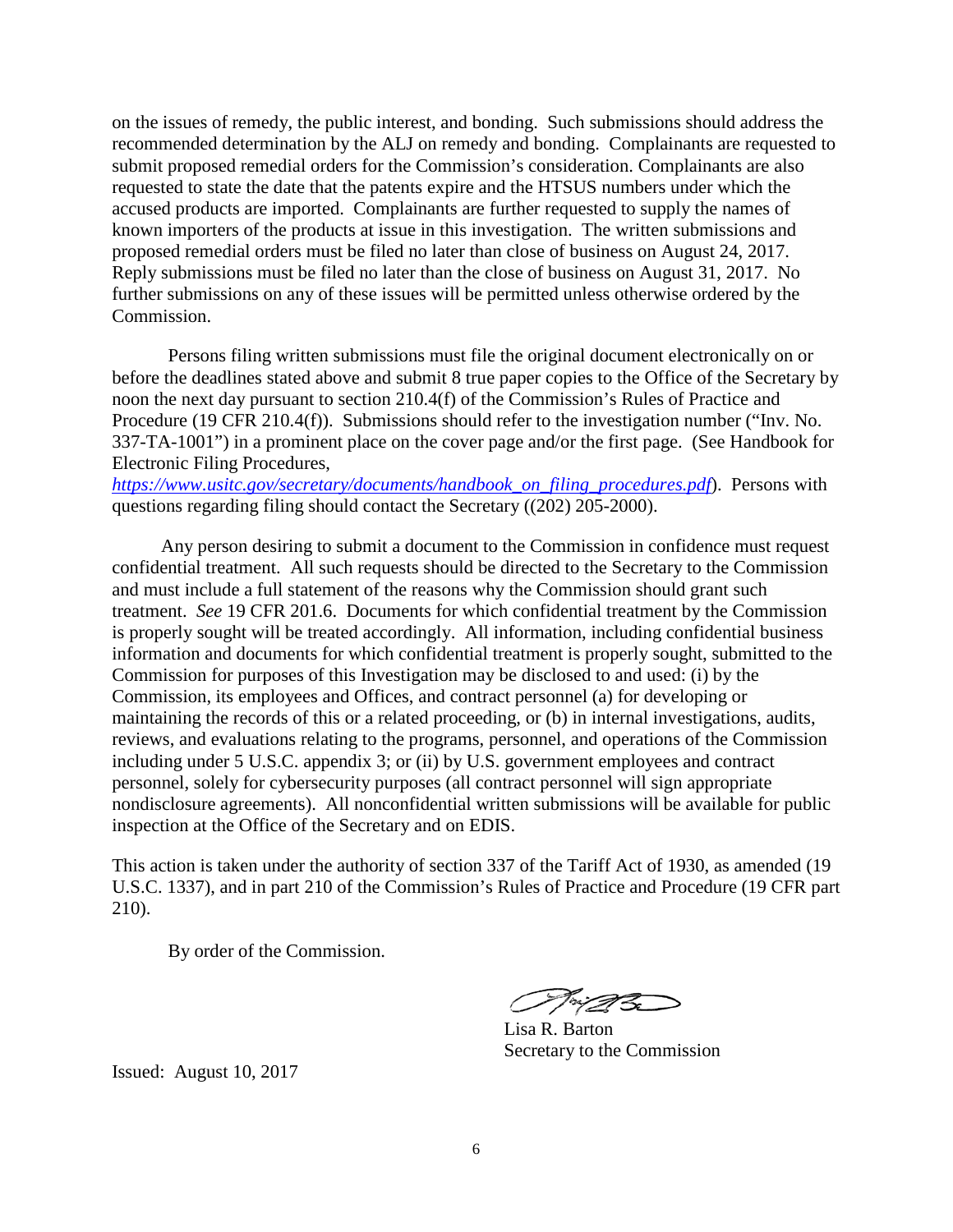on the issues of remedy, the public interest, and bonding. Such submissions should address the recommended determination by the ALJ on remedy and bonding. Complainants are requested to submit proposed remedial orders for the Commission's consideration. Complainants are also requested to state the date that the patents expire and the HTSUS numbers under which the accused products are imported. Complainants are further requested to supply the names of known importers of the products at issue in this investigation. The written submissions and proposed remedial orders must be filed no later than close of business on August 24, 2017. Reply submissions must be filed no later than the close of business on August 31, 2017. No further submissions on any of these issues will be permitted unless otherwise ordered by the Commission.

Persons filing written submissions must file the original document electronically on or before the deadlines stated above and submit 8 true paper copies to the Office of the Secretary by noon the next day pursuant to section 210.4(f) of the Commission's Rules of Practice and Procedure (19 CFR 210.4(f)). Submissions should refer to the investigation number ("Inv. No. 337-TA-1001") in a prominent place on the cover page and/or the first page. (See Handbook for Electronic Filing Procedures, *https://www.usitc.gov/secretary/documents/handbook_on_filing_procedures.pdf*). Persons with questions regarding filing should contact the Secretary ((202) 205-2000).

Any person desiring to submit a document to the Commission in confidence must request confidential treatment. All such requests should be directed to the Secretary to the Commission and must include a full statement of the reasons why the Commission should grant such treatment. *See* 19 CFR 201.6. Documents for which confidential treatment by the Commission is properly sought will be treated accordingly. All information, including confidential business information and documents for which confidential treatment is properly sought, submitted to the Commission for purposes of this Investigation may be disclosed to and used: (i) by the Commission, its employees and Offices, and contract personnel (a) for developing or maintaining the records of this or a related proceeding, or (b) in internal investigations, audits, reviews, and evaluations relating to the programs, personnel, and operations of the Commission including under 5 U.S.C. appendix 3; or (ii) by U.S. government employees and contract personnel, solely for cybersecurity purposes (all contract personnel will sign appropriate nondisclosure agreements). All nonconfidential written submissions will be available for public inspection at the Office of the Secretary and on EDIS.

This action is taken under the authority of section 337 of the Tariff Act of 1930, as amended (19 U.S.C. 1337), and in part 210 of the Commission's Rules of Practice and Procedure (19 CFR part 210).

By order of the Commission.

Lisa R. Barton
Secretary to the Commission

Issued: August 10, 2017